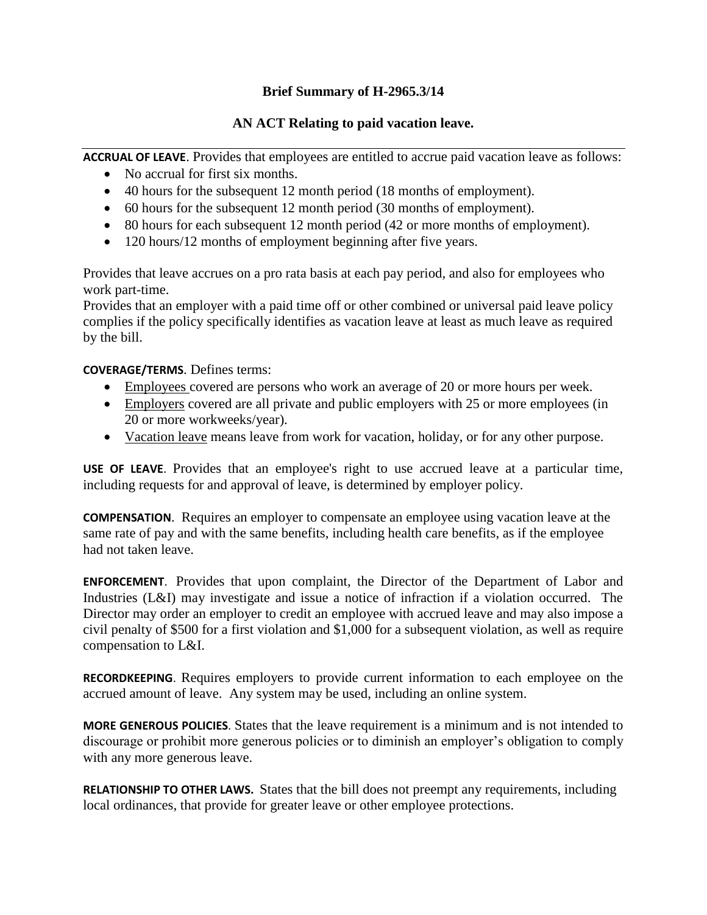**Brief Summary of H-2965.3/14**

**AN ACT Relating to paid vacation leave.**

---

**ACCRUAL OF LEAVE**. Provides that employees are entitled to accrue paid vacation leave as follows:

- No accrual for first six months.
- 40 hours for the subsequent 12 month period (18 months of employment).
- 60 hours for the subsequent 12 month period (30 months of employment).
- 80 hours for each subsequent 12 month period (42 or more months of employment).
- 120 hours/12 months of employment beginning after five years.

Provides that leave accrues on a pro rata basis at each pay period, and also for employees who work part-time.

Provides that an employer with a paid time off or other combined or universal paid leave policy complies if the policy specifically identifies as vacation leave at least as much leave as required by the bill.

**COVERAGE/TERMS**. Defines terms:

- Employees covered are persons who work an average of 20 or more hours per week.
- Employers covered are all private and public employers with 25 or more employees (in 20 or more workweeks/year).
- Vacation leave means leave from work for vacation, holiday, or for any other purpose.

**USE OF LEAVE**. Provides that an employee's right to use accrued leave at a particular time, including requests for and approval of leave, is determined by employer policy.

**COMPENSATION**. Requires an employer to compensate an employee using vacation leave at the same rate of pay and with the same benefits, including health care benefits, as if the employee had not taken leave.

**ENFORCEMENT**. Provides that upon complaint, the Director of the Department of Labor and Industries (L&I) may investigate and issue a notice of infraction if a violation occurred. The Director may order an employer to credit an employee with accrued leave and may also impose a civil penalty of $500 for a first violation and $1,000 for a subsequent violation, as well as require compensation to L&I.

**RECORDKEEPING**. Requires employers to provide current information to each employee on the accrued amount of leave. Any system may be used, including an online system.

**MORE GENEROUS POLICIES**. States that the leave requirement is a minimum and is not intended to discourage or prohibit more generous policies or to diminish an employer's obligation to comply with any more generous leave.

**RELATIONSHIP TO OTHER LAWS.** States that the bill does not preempt any requirements, including local ordinances, that provide for greater leave or other employee protections.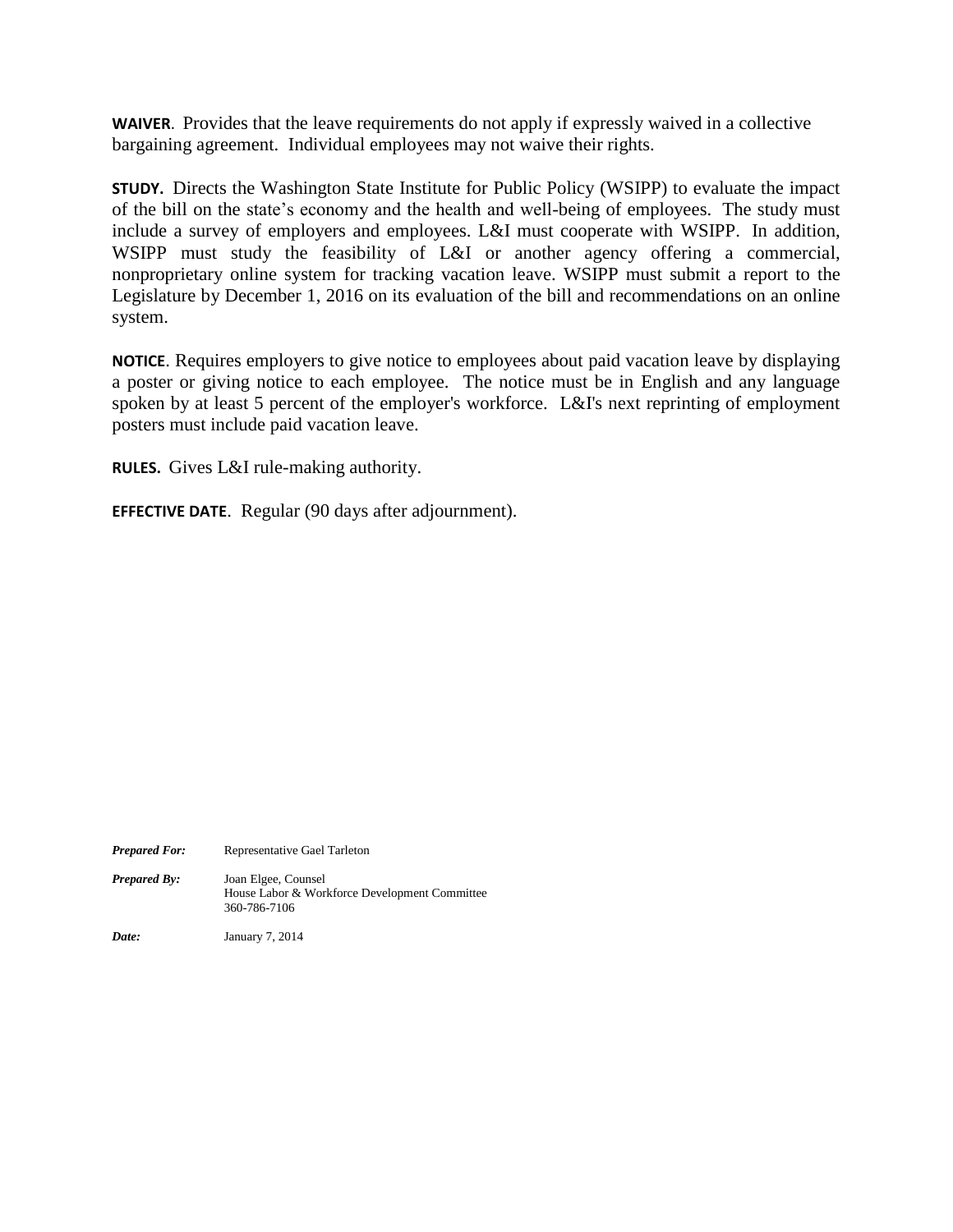**WAIVER**. Provides that the leave requirements do not apply if expressly waived in a collective bargaining agreement. Individual employees may not waive their rights.

**STUDY.** Directs the Washington State Institute for Public Policy (WSIPP) to evaluate the impact of the bill on the state's economy and the health and well-being of employees. The study must include a survey of employers and employees. L&I must cooperate with WSIPP. In addition, WSIPP must study the feasibility of L&I or another agency offering a commercial, nonproprietary online system for tracking vacation leave. WSIPP must submit a report to the Legislature by December 1, 2016 on its evaluation of the bill and recommendations on an online system.

**NOTICE**. Requires employers to give notice to employees about paid vacation leave by displaying a poster or giving notice to each employee. The notice must be in English and any language spoken by at least 5 percent of the employer's workforce. L&I's next reprinting of employment posters must include paid vacation leave.

**RULES.** Gives L&I rule-making authority.

**EFFECTIVE DATE**. Regular (90 days after adjournment).

| | |
|---|---|
| ***Prepared For:*** | Representative Gael Tarleton |
| ***Prepared By:*** | Joan Elgee, Counsel<br>House Labor & Workforce Development Committee<br>360-786-7106 |
| ***Date:*** | January 7, 2014 |